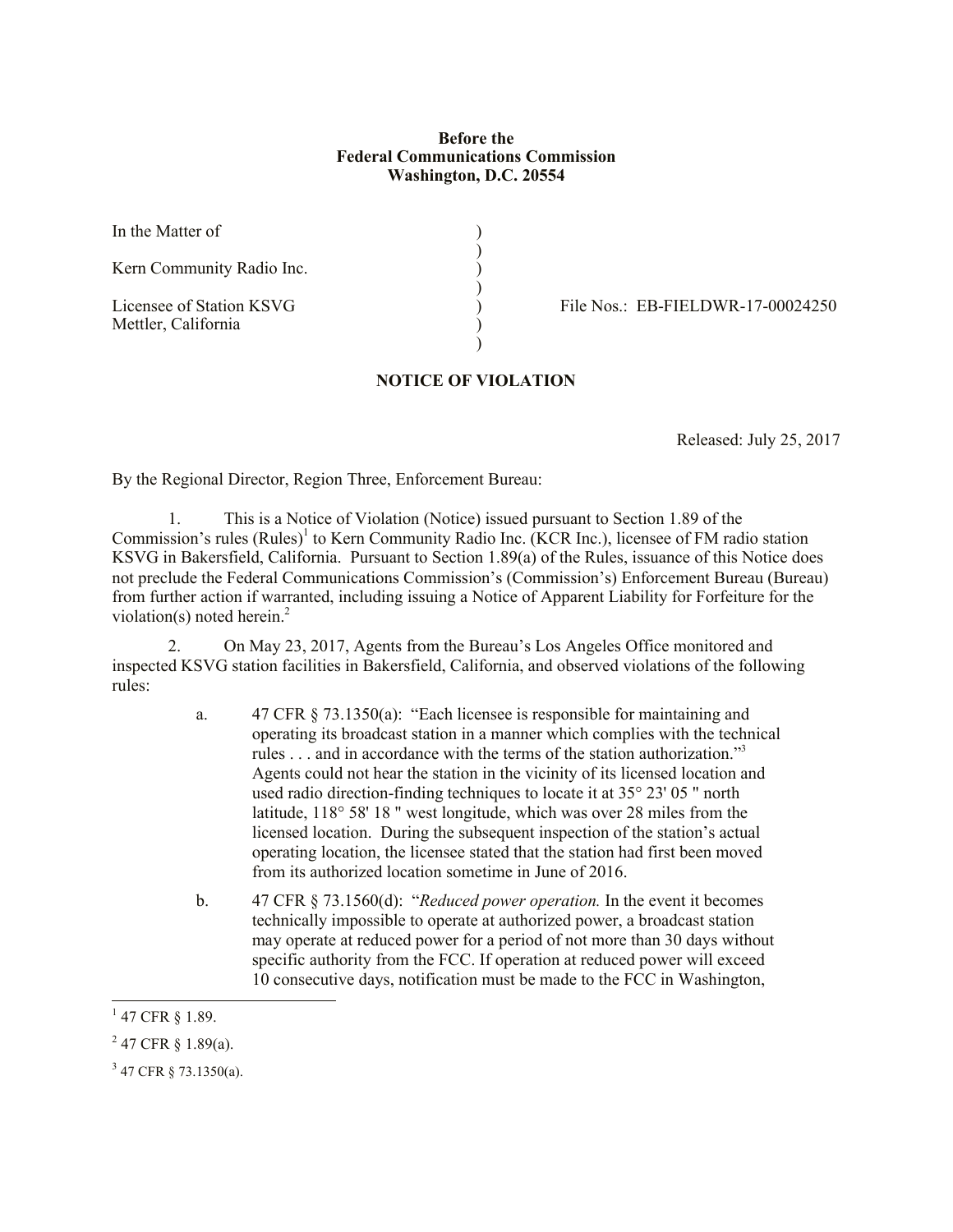**Before the**
**Federal Communications Commission**
**Washington, D.C. 20554**

In the Matter of

Kern Community Radio Inc.

Licensee of Station KSVG
Mettler, California

File Nos.: EB-FIELDWR-17-00024250

## NOTICE OF VIOLATION

Released: July 25, 2017

By the Regional Director, Region Three, Enforcement Bureau:

1. This is a Notice of Violation (Notice) issued pursuant to Section 1.89 of the Commission's rules (Rules)[1] to Kern Community Radio Inc. (KCR Inc.), licensee of FM radio station KSVG in Bakersfield, California. Pursuant to Section 1.89(a) of the Rules, issuance of this Notice does not preclude the Federal Communications Commission's (Commission's) Enforcement Bureau (Bureau) from further action if warranted, including issuing a Notice of Apparent Liability for Forfeiture for the violation(s) noted herein.[2]

2. On May 23, 2017, Agents from the Bureau's Los Angeles Office monitored and inspected KSVG station facilities in Bakersfield, California, and observed violations of the following rules:

   a. 47 CFR § 73.1350(a): "Each licensee is responsible for maintaining and operating its broadcast station in a manner which complies with the technical rules . . . and in accordance with the terms of the station authorization."[3] Agents could not hear the station in the vicinity of its licensed location and used radio direction-finding techniques to locate it at 35° 23' 05 " north latitude, 118° 58' 18 " west longitude, which was over 28 miles from the licensed location. During the subsequent inspection of the station's actual operating location, the licensee stated that the station had first been moved from its authorized location sometime in June of 2016.

   b. 47 CFR § 73.1560(d): "*Reduced power operation.* In the event it becomes technically impossible to operate at authorized power, a broadcast station may operate at reduced power for a period of not more than 30 days without specific authority from the FCC. If operation at reduced power will exceed 10 consecutive days, notification must be made to the FCC in Washington,

---

[1] 47 CFR § 1.89.

[2] 47 CFR § 1.89(a).

[3] 47 CFR § 73.1350(a).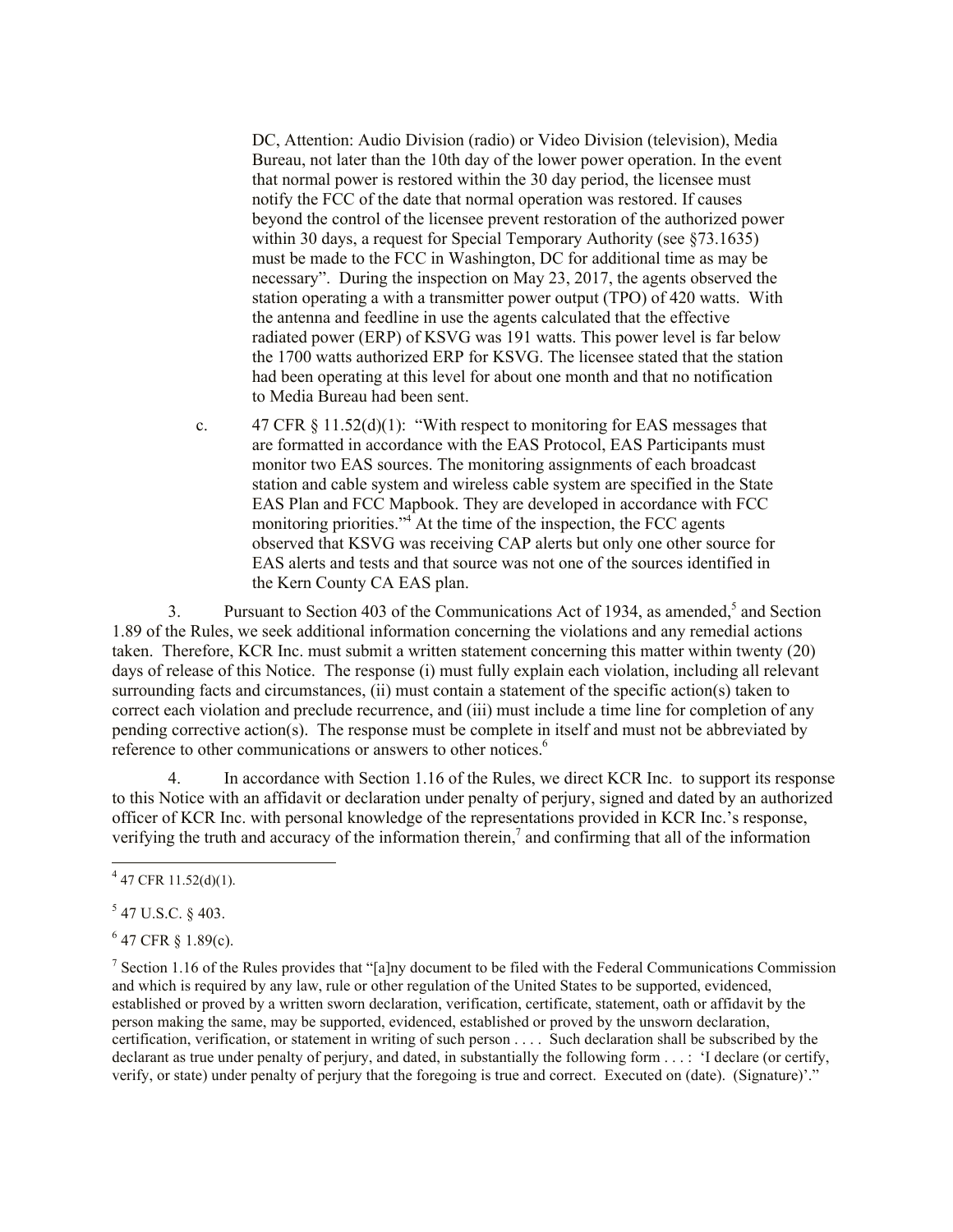DC, Attention: Audio Division (radio) or Video Division (television), Media Bureau, not later than the 10th day of the lower power operation. In the event that normal power is restored within the 30 day period, the licensee must notify the FCC of the date that normal operation was restored. If causes beyond the control of the licensee prevent restoration of the authorized power within 30 days, a request for Special Temporary Authority (see §73.1635) must be made to the FCC in Washington, DC for additional time as may be necessary". During the inspection on May 23, 2017, the agents observed the station operating a with a transmitter power output (TPO) of 420 watts. With the antenna and feedline in use the agents calculated that the effective radiated power (ERP) of KSVG was 191 watts. This power level is far below the 1700 watts authorized ERP for KSVG. The licensee stated that the station had been operating at this level for about one month and that no notification to Media Bureau had been sent.

c. 47 CFR § 11.52(d)(1): "With respect to monitoring for EAS messages that are formatted in accordance with the EAS Protocol, EAS Participants must monitor two EAS sources. The monitoring assignments of each broadcast station and cable system and wireless cable system are specified in the State EAS Plan and FCC Mapbook. They are developed in accordance with FCC monitoring priorities."[4] At the time of the inspection, the FCC agents observed that KSVG was receiving CAP alerts but only one other source for EAS alerts and tests and that source was not one of the sources identified in the Kern County CA EAS plan.

3. Pursuant to Section 403 of the Communications Act of 1934, as amended,[5] and Section 1.89 of the Rules, we seek additional information concerning the violations and any remedial actions taken. Therefore, KCR Inc. must submit a written statement concerning this matter within twenty (20) days of release of this Notice. The response (i) must fully explain each violation, including all relevant surrounding facts and circumstances, (ii) must contain a statement of the specific action(s) taken to correct each violation and preclude recurrence, and (iii) must include a time line for completion of any pending corrective action(s). The response must be complete in itself and must not be abbreviated by reference to other communications or answers to other notices.[6]

4. In accordance with Section 1.16 of the Rules, we direct KCR Inc. to support its response to this Notice with an affidavit or declaration under penalty of perjury, signed and dated by an authorized officer of KCR Inc. with personal knowledge of the representations provided in KCR Inc.'s response, verifying the truth and accuracy of the information therein,[7] and confirming that all of the information

---

[4] 47 CFR 11.52(d)(1).

[5] 47 U.S.C. § 403.

[6] 47 CFR § 1.89(c).

[7] Section 1.16 of the Rules provides that "[a]ny document to be filed with the Federal Communications Commission and which is required by any law, rule or other regulation of the United States to be supported, evidenced, established or proved by a written sworn declaration, verification, certificate, statement, oath or affidavit by the person making the same, may be supported, evidenced, established or proved by the unsworn declaration, certification, verification, or statement in writing of such person . . . . Such declaration shall be subscribed by the declarant as true under penalty of perjury, and dated, in substantially the following form . . . : 'I declare (or certify, verify, or state) under penalty of perjury that the foregoing is true and correct. Executed on (date). (Signature)'."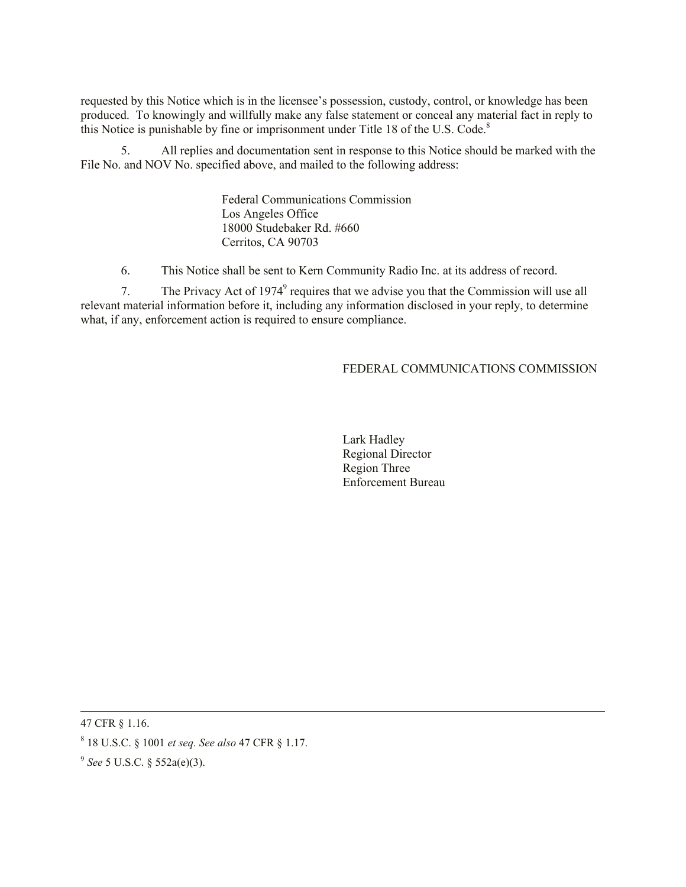requested by this Notice which is in the licensee's possession, custody, control, or knowledge has been produced. To knowingly and willfully make any false statement or conceal any material fact in reply to this Notice is punishable by fine or imprisonment under Title 18 of the U.S. Code.[8]

5. All replies and documentation sent in response to this Notice should be marked with the File No. and NOV No. specified above, and mailed to the following address:

Federal Communications Commission  
Los Angeles Office  
18000 Studebaker Rd. #660  
Cerritos, CA 90703

6. This Notice shall be sent to Kern Community Radio Inc. at its address of record.

7. The Privacy Act of 1974[9] requires that we advise you that the Commission will use all relevant material information before it, including any information disclosed in your reply, to determine what, if any, enforcement action is required to ensure compliance.

FEDERAL COMMUNICATIONS COMMISSION

Lark Hadley  
Regional Director  
Region Three  
Enforcement Bureau

---

47 CFR § 1.16.

[8] 18 U.S.C. § 1001 *et seq. See also* 47 CFR § 1.17.

[9] *See* 5 U.S.C. § 552a(e)(3).